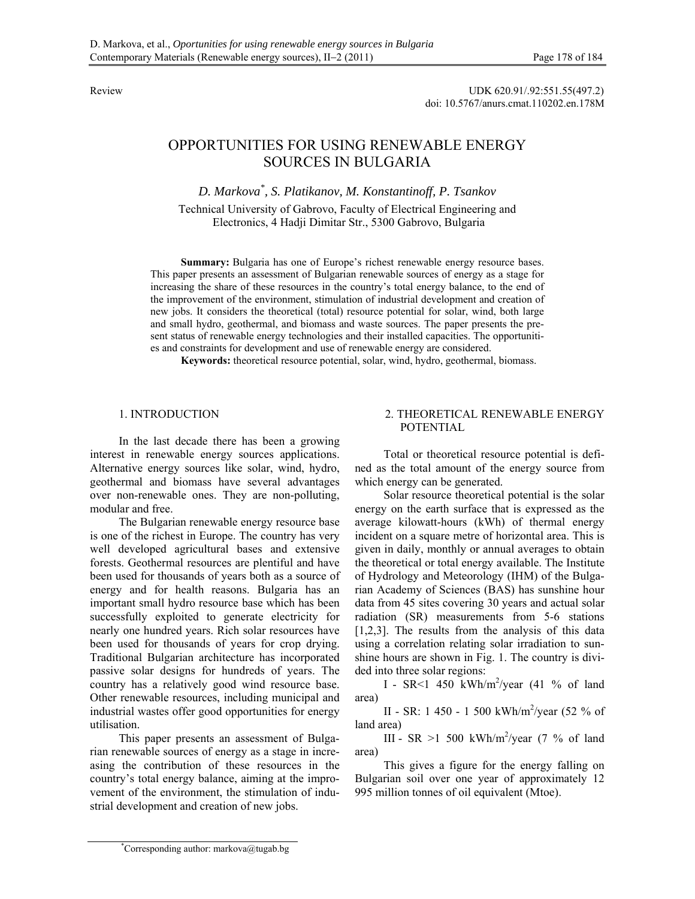Review

UDK 620.91/.92:551.55(497.2)
doi: 10.5767/anurs.cmat.110202.en.178M

# OPPORTUNITIES FOR USING RENEWABLE ENERGY SOURCES IN BULGARIA

*D. Markova*[*], *S. Platikanov, M. Konstantinoff, P. Tsankov*

Technical University of Gabrovo, Faculty of Electrical Engineering and Electronics, 4 Hadji Dimitar Str., 5300 Gabrovo, Bulgaria

**Summary:** Bulgaria has one of Europe's richest renewable energy resource bases. This paper presents an assessment of Bulgarian renewable sources of energy as a stage for increasing the share of these resources in the country's total energy balance, to the end of the improvement of the environment, stimulation of industrial development and creation of new jobs. It considers the theoretical (total) resource potential for solar, wind, both large and small hydro, geothermal, and biomass and waste sources. The paper presents the present status of renewable energy technologies and their installed capacities. The opportunities and constraints for development and use of renewable energy are considered.

**Keywords:** theoretical resource potential, solar, wind, hydro, geothermal, biomass.

## 1. INTRODUCTION

In the last decade there has been a growing interest in renewable energy sources applications. Alternative energy sources like solar, wind, hydro, geothermal and biomass have several advantages over non-renewable ones. They are non-polluting, modular and free.

The Bulgarian renewable energy resource base is one of the richest in Europe. The country has very well developed agricultural bases and extensive forests. Geothermal resources are plentiful and have been used for thousands of years both as a source of energy and for health reasons. Bulgaria has an important small hydro resource base which has been successfully exploited to generate electricity for nearly one hundred years. Rich solar resources have been used for thousands of years for crop drying. Traditional Bulgarian architecture has incorporated passive solar designs for hundreds of years. The country has a relatively good wind resource base. Other renewable resources, including municipal and industrial wastes offer good opportunities for energy utilisation.

This paper presents an assessment of Bulgarian renewable sources of energy as a stage in increasing the contribution of these resources in the country's total energy balance, aiming at the improvement of the environment, the stimulation of industrial development and creation of new jobs.

## 2. THEORETICAL RENEWABLE ENERGY POTENTIAL

Total or theoretical resource potential is defined as the total amount of the energy source from which energy can be generated.

Solar resource theoretical potential is the solar energy on the earth surface that is expressed as the average kilowatt-hours (kWh) of thermal energy incident on a square metre of horizontal area. This is given in daily, monthly or annual averages to obtain the theoretical or total energy available. The Institute of Hydrology and Meteorology (IHM) of the Bulgarian Academy of Sciences (BAS) has sunshine hour data from 45 sites covering 30 years and actual solar radiation (SR) measurements from 5-6 stations [1,2,3]. The results from the analysis of this data using a correlation relating solar irradiation to sunshine hours are shown in Fig. 1. The country is divided into three solar regions:

I - SR<1 450 kWh/m$^2$/year (41 % of land area)

II - SR: 1 450 - 1 500 kWh/m$^2$/year (52 % of land area)

III - SR >1 500 kWh/m$^2$/year (7 % of land area)

This gives a figure for the energy falling on Bulgarian soil over one year of approximately 12 995 million tonnes of oil equivalent (Mtoe).

[*] Corresponding author: markova@tugab.bg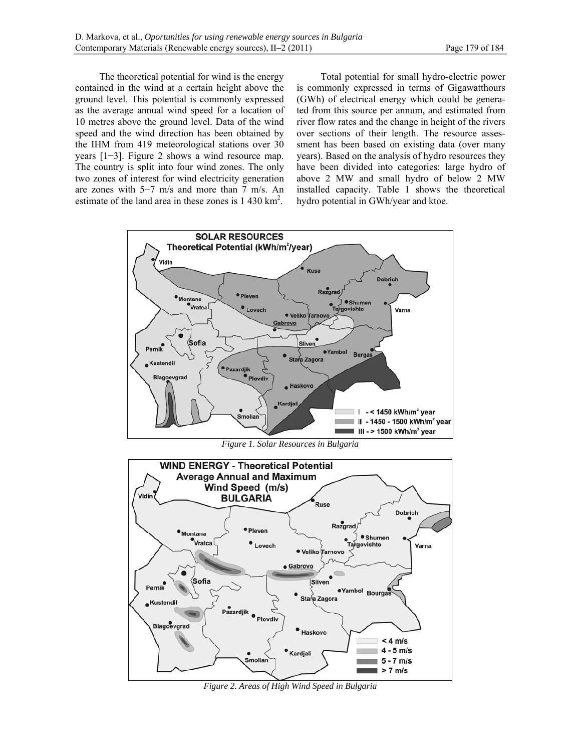The theoretical potential for wind is the energy contained in the wind at a certain height above the ground level. This potential is commonly expressed as the average annual wind speed for a location of 10 metres above the ground level. Data of the wind speed and the wind direction has been obtained by the IHM from 419 meteorological stations over 30 years [1−3]. Figure 2 shows a wind resource map. The country is split into four wind zones. The only two zones of interest for wind electricity generation are zones with 5−7 m/s and more than 7 m/s. An estimate of the land area in these zones is 1 430 km$^2$.

Total potential for small hydro-electric power is commonly expressed in terms of Gigawatthours (GWh) of electrical energy which could be generated from this source per annum, and estimated from river flow rates and the change in height of the rivers over sections of their length. The resource assessment has been based on existing data (over many years). Based on the analysis of hydro resources they have been divided into categories: large hydro of above 2 MW and small hydro of below 2 MW installed capacity. Table 1 shows the theoretical hydro potential in GWh/year and ktoe.

*Figure 1. Solar Resources in Bulgaria*

*Figure 2. Areas of High Wind Speed in Bulgaria*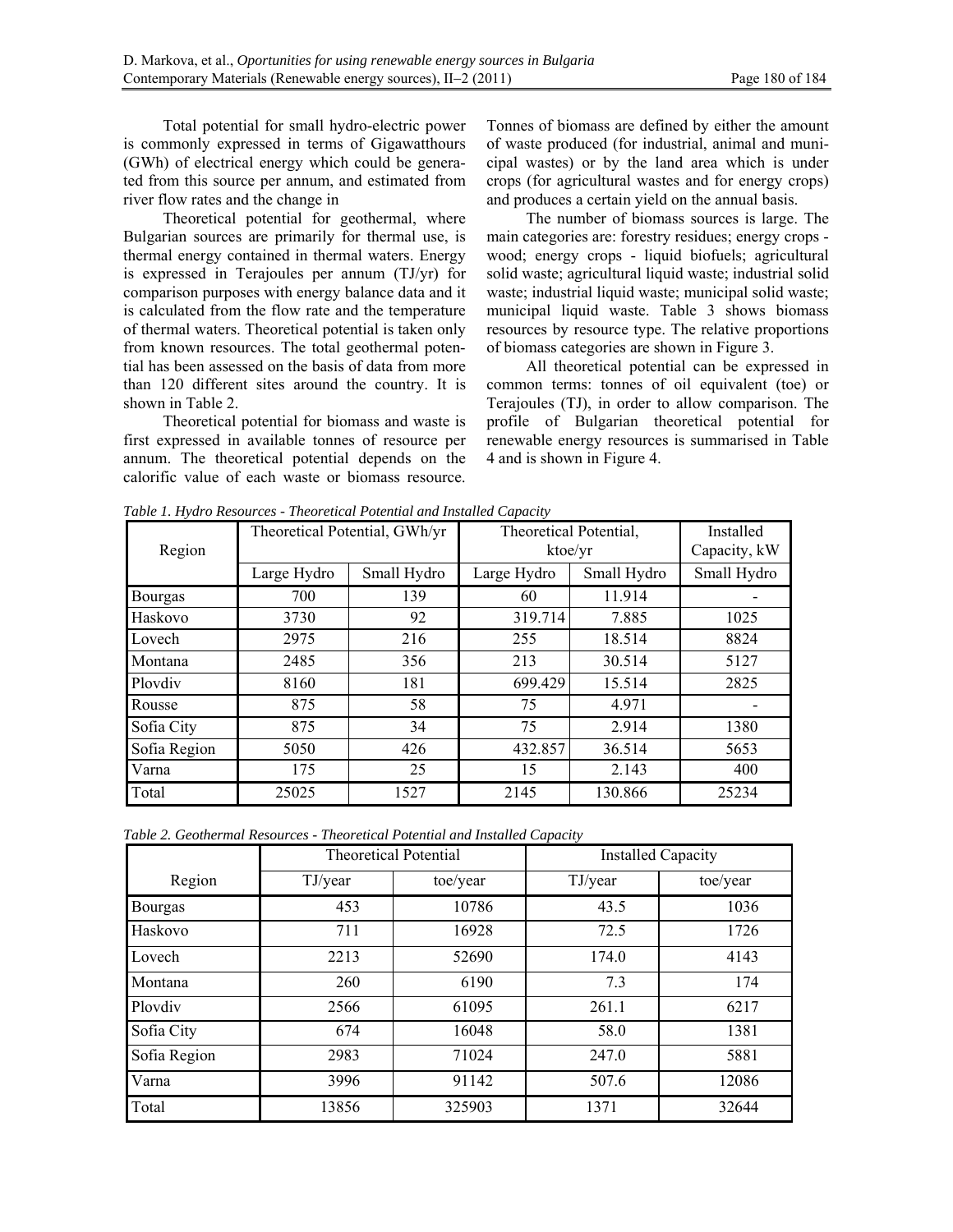Total potential for small hydro-electric power is commonly expressed in terms of Gigawatthours (GWh) of electrical energy which could be generated from this source per annum, and estimated from river flow rates and the change in

Theoretical potential for geothermal, where Bulgarian sources are primarily for thermal use, is thermal energy contained in thermal waters. Energy is expressed in Terajoules per annum (TJ/yr) for comparison purposes with energy balance data and it is calculated from the flow rate and the temperature of thermal waters. Theoretical potential is taken only from known resources. The total geothermal potential has been assessed on the basis of data from more than 120 different sites around the country. It is shown in Table 2.

Theoretical potential for biomass and waste is first expressed in available tonnes of resource per annum. The theoretical potential depends on the calorific value of each waste or biomass resource. Tonnes of biomass are defined by either the amount of waste produced (for industrial, animal and municipal wastes) or by the land area which is under crops (for agricultural wastes and for energy crops) and produces a certain yield on the annual basis.

The number of biomass sources is large. The main categories are: forestry residues; energy crops - wood; energy crops - liquid biofuels; agricultural solid waste; agricultural liquid waste; industrial solid waste; industrial liquid waste; municipal solid waste; municipal liquid waste. Table 3 shows biomass resources by resource type. The relative proportions of biomass categories are shown in Figure 3.

All theoretical potential can be expressed in common terms: tonnes of oil equivalent (toe) or Terajoules (TJ), in order to allow comparison. The profile of Bulgarian theoretical potential for renewable energy resources is summarised in Table 4 and is shown in Figure 4.

*Table 1. Hydro Resources - Theoretical Potential and Installed Capacity*

| Region | Theoretical Potential, GWh/yr | | Theoretical Potential, ktoe/yr | | Installed Capacity, kW |
|---|---|---|---|---|---|
| | Large Hydro | Small Hydro | Large Hydro | Small Hydro | Small Hydro |
| Bourgas | 700 | 139 | 60 | 11.914 | - |
| Haskovo | 3730 | 92 | 319.714 | 7.885 | 1025 |
| Lovech | 2975 | 216 | 255 | 18.514 | 8824 |
| Montana | 2485 | 356 | 213 | 30.514 | 5127 |
| Plovdiv | 8160 | 181 | 699.429 | 15.514 | 2825 |
| Rousse | 875 | 58 | 75 | 4.971 | - |
| Sofia City | 875 | 34 | 75 | 2.914 | 1380 |
| Sofia Region | 5050 | 426 | 432.857 | 36.514 | 5653 |
| Varna | 175 | 25 | 15 | 2.143 | 400 |
| Total | 25025 | 1527 | 2145 | 130.866 | 25234 |

*Table 2. Geothermal Resources - Theoretical Potential and Installed Capacity*

| Region | Theoretical Potential | | Installed Capacity | |
|---|---|---|---|---|
| | TJ/year | toe/year | TJ/year | toe/year |
| Bourgas | 453 | 10786 | 43.5 | 1036 |
| Haskovo | 711 | 16928 | 72.5 | 1726 |
| Lovech | 2213 | 52690 | 174.0 | 4143 |
| Montana | 260 | 6190 | 7.3 | 174 |
| Plovdiv | 2566 | 61095 | 261.1 | 6217 |
| Sofia City | 674 | 16048 | 58.0 | 1381 |
| Sofia Region | 2983 | 71024 | 247.0 | 5881 |
| Varna | 3996 | 91142 | 507.6 | 12086 |
| Total | 13856 | 325903 | 1371 | 32644 |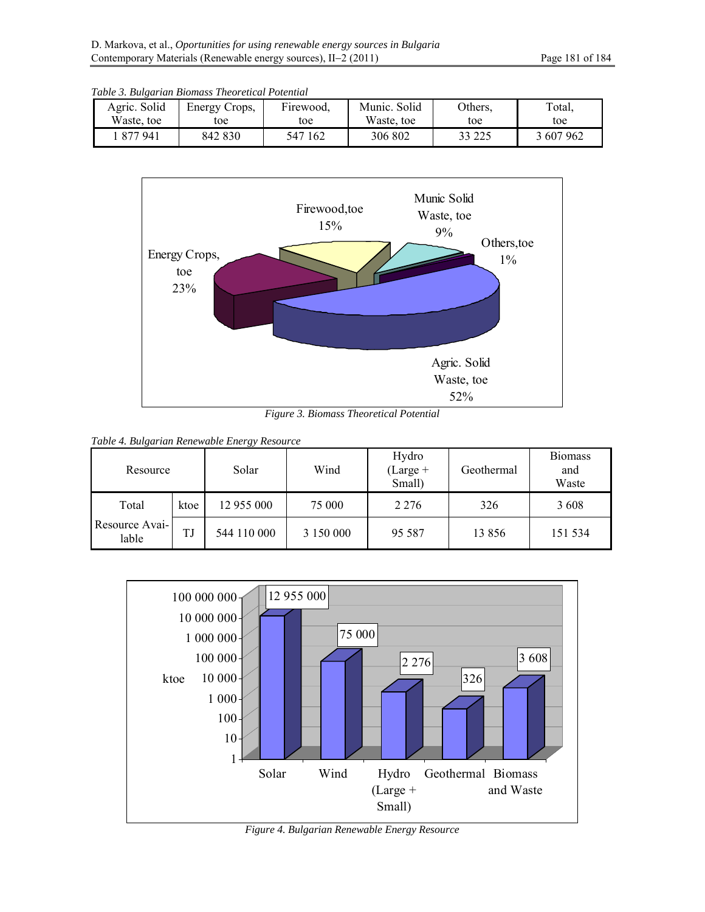*Table 3. Bulgarian Biomass Theoretical Potential*

| Agric. Solid Waste, toe | Energy Crops, toe | Firewood, toe | Munic. Solid Waste, toe | Others, toe | Total, toe |
|---|---|---|---|---|---|
| 1 877 941 | 842 830 | 547 162 | 306 802 | 33 225 | 3 607 962 |

*Figure 3. Biomass Theoretical Potential*

*Table 4. Bulgarian Renewable Energy Resource*

| Resource | | Solar | Wind | Hydro (Large + Small) | Geothermal | Biomass and Waste |
|---|---|---|---|---|---|---|
| Total | ktoe | 12 955 000 | 75 000 | 2 276 | 326 | 3 608 |
| Resource Available | TJ | 544 110 000 | 3 150 000 | 95 587 | 13 856 | 151 534 |

*Figure 4. Bulgarian Renewable Energy Resource*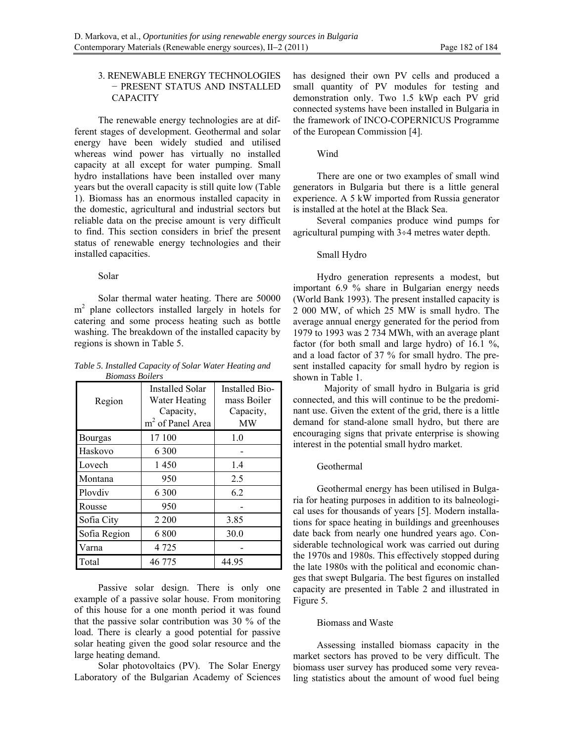## 3. RENEWABLE ENERGY TECHNOLOGIES − PRESENT STATUS AND INSTALLED CAPACITY

The renewable energy technologies are at different stages of development. Geothermal and solar energy have been widely studied and utilised whereas wind power has virtually no installed capacity at all except for water pumping. Small hydro installations have been installed over many years but the overall capacity is still quite low (Table 1). Biomass has an enormous installed capacity in the domestic, agricultural and industrial sectors but reliable data on the precise amount is very difficult to find. This section considers in brief the present status of renewable energy technologies and their installed capacities.

### Solar

Solar thermal water heating. There are 50000 $m^2$ plane collectors installed largely in hotels for catering and some process heating such as bottle washing. The breakdown of the installed capacity by regions is shown in Table 5.

*Table 5. Installed Capacity of Solar Water Heating and Biomass Boilers*

| Region | Installed Solar Water Heating Capacity, $m^2$ of Panel Area | Installed Biomass Boiler Capacity, MW |
|---|---|---|
| Bourgas | 17 100 | 1.0 |
| Haskovo | 6 300 | - |
| Lovech | 1 450 | 1.4 |
| Montana | 950 | 2.5 |
| Plovdiv | 6 300 | 6.2 |
| Rousse | 950 | - |
| Sofia City | 2 200 | 3.85 |
| Sofia Region | 6 800 | 30.0 |
| Varna | 4 725 | - |
| Total | 46 775 | 44.95 |

Passive solar design. There is only one example of a passive solar house. From monitoring of this house for a one month period it was found that the passive solar contribution was 30 % of the load. There is clearly a good potential for passive solar heating given the good solar resource and the large heating demand.

Solar photovoltaics (PV). The Solar Energy Laboratory of the Bulgarian Academy of Sciences has designed their own PV cells and produced a small quantity of PV modules for testing and demonstration only. Two 1.5 kWp each PV grid connected systems have been installed in Bulgaria in the framework of INCO-COPERNICUS Programme of the European Commission [4].

### Wind

There are one or two examples of small wind generators in Bulgaria but there is a little general experience. A 5 kW imported from Russia generator is installed at the hotel at the Black Sea.

Several companies produce wind pumps for agricultural pumping with 3÷4 metres water depth.

### Small Hydro

Hydro generation represents a modest, but important 6.9 % share in Bulgarian energy needs (World Bank 1993). The present installed capacity is 2 000 MW, of which 25 MW is small hydro. The average annual energy generated for the period from 1979 to 1993 was 2 734 MWh, with an average plant factor (for both small and large hydro) of 16.1 %, and a load factor of 37 % for small hydro. The present installed capacity for small hydro by region is shown in Table 1.

Majority of small hydro in Bulgaria is grid connected, and this will continue to be the predominant use. Given the extent of the grid, there is a little demand for stand-alone small hydro, but there are encouraging signs that private enterprise is showing interest in the potential small hydro market.

### Geothermal

Geothermal energy has been utilised in Bulgaria for heating purposes in addition to its balneological uses for thousands of years [5]. Modern installations for space heating in buildings and greenhouses date back from nearly one hundred years ago. Considerable technological work was carried out during the 1970s and 1980s. This effectively stopped during the late 1980s with the political and economic changes that swept Bulgaria. The best figures on installed capacity are presented in Table 2 and illustrated in Figure 5.

### Biomass and Waste

Assessing installed biomass capacity in the market sectors has proved to be very difficult. The biomass user survey has produced some very revealing statistics about the amount of wood fuel being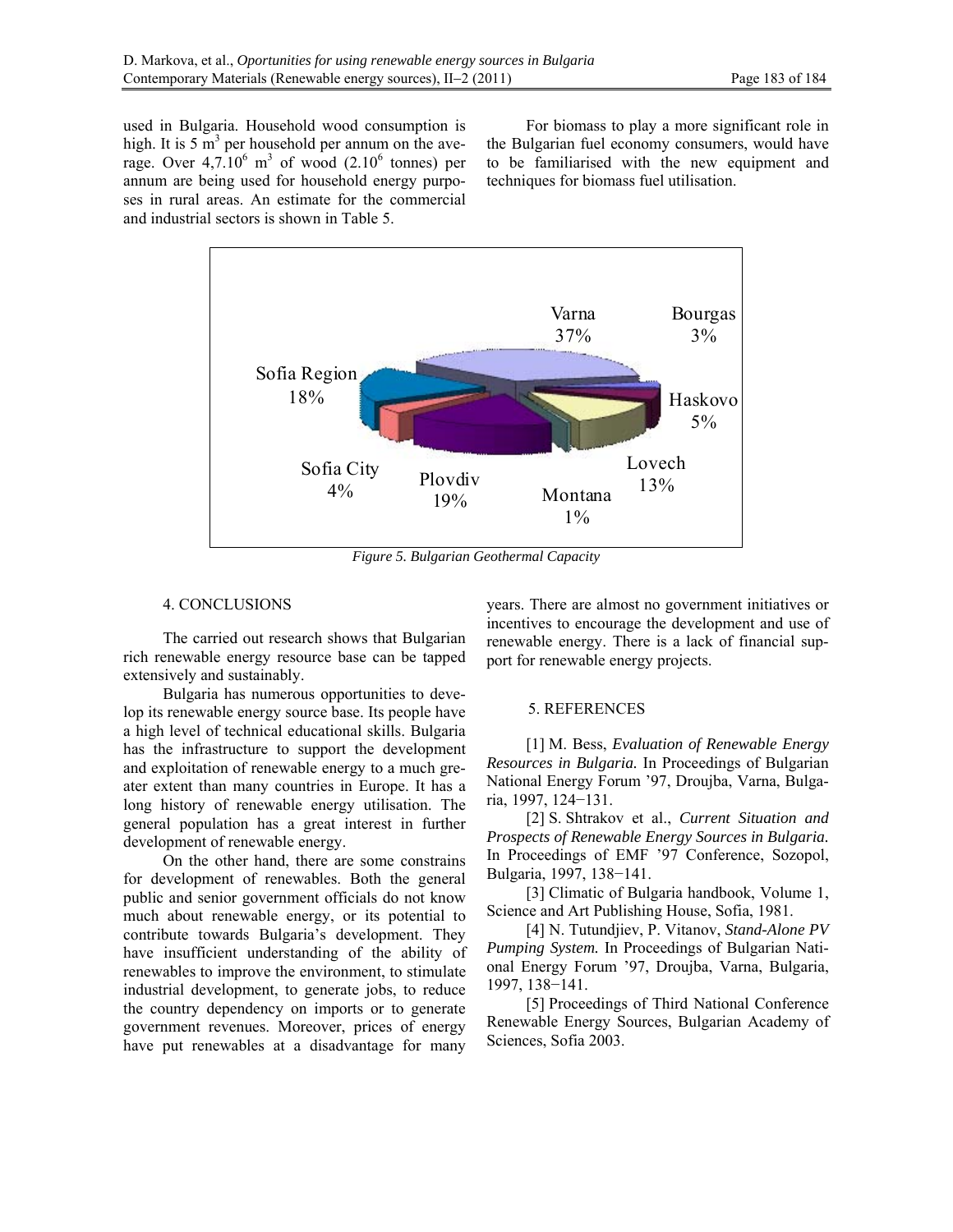used in Bulgaria. Household wood consumption is high. It is 5 $m^3$ per household per annum on the average. Over $4{,}7.10^6$ $m^3$ of wood ($2.10^6$ tonnes) per annum are being used for household energy purposes in rural areas. An estimate for the commercial and industrial sectors is shown in Table 5.

For biomass to play a more significant role in the Bulgarian fuel economy consumers, would have to be familiarised with the new equipment and techniques for biomass fuel utilisation.

*Figure 5. Bulgarian Geothermal Capacity*

## 4. CONCLUSIONS

The carried out research shows that Bulgarian rich renewable energy resource base can be tapped extensively and sustainably.

Bulgaria has numerous opportunities to develop its renewable energy source base. Its people have a high level of technical educational skills. Bulgaria has the infrastructure to support the development and exploitation of renewable energy to a much greater extent than many countries in Europe. It has a long history of renewable energy utilisation. The general population has a great interest in further development of renewable energy.

On the other hand, there are some constrains for development of renewables. Both the general public and senior government officials do not know much about renewable energy, or its potential to contribute towards Bulgaria's development. They have insufficient understanding of the ability of renewables to improve the environment, to stimulate industrial development, to generate jobs, to reduce the country dependency on imports or to generate government revenues. Moreover, prices of energy have put renewables at a disadvantage for many years. There are almost no government initiatives or incentives to encourage the development and use of renewable energy. There is a lack of financial support for renewable energy projects.

## 5. REFERENCES

[1] M. Bess, *Evaluation of Renewable Energy Resources in Bulgaria.* In Proceedings of Bulgarian National Energy Forum '97, Droujba, Varna, Bulgaria, 1997, 124−131.

[2] S. Shtrakov et al., *Current Situation and Prospects of Renewable Energy Sources in Bulgaria.* In Proceedings of EMF '97 Conference, Sozopol, Bulgaria, 1997, 138−141.

[3] Climatic of Bulgaria handbook, Volume 1, Science and Art Publishing House, Sofia, 1981.

[4] N. Tutundjiev, P. Vitanov, *Stand-Alone PV Pumping System.* In Proceedings of Bulgarian National Energy Forum '97, Droujba, Varna, Bulgaria, 1997, 138−141.

[5] Proceedings of Third National Conference Renewable Energy Sources, Bulgarian Academy of Sciences, Sofia 2003.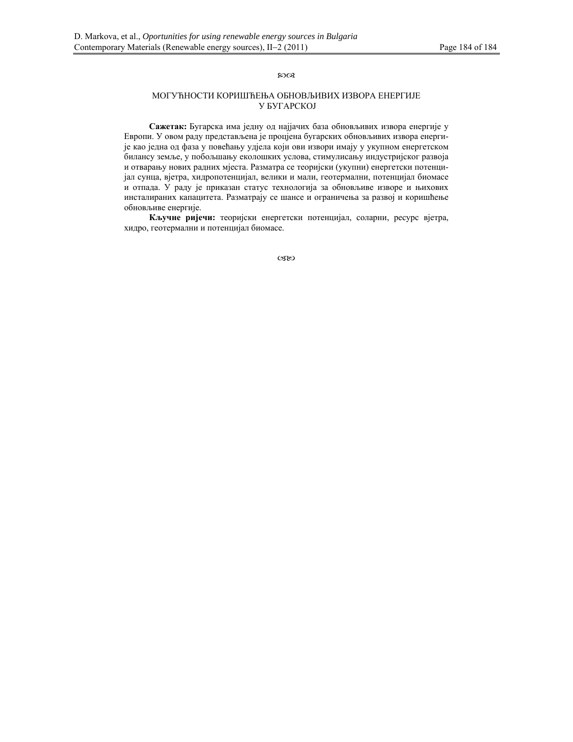## МОГУЋНОСТИ КОРИШЋЕЊА ОБНОВЉИВИХ ИЗВОРА ЕНЕРГИЈЕ У БУГАРСКОЈ

**Сажетак:** Бугарска има једну од најјачих база обновљивих извора енергије у Европи. У овом раду представљена је процјена бугарских обновљивих извора енергије као једна од фаза у повећању удјела који ови извори имају у укупном енергетском билансу земље, у побољшању еколошких услова, стимулисању индустријског развоја и отварању нових радних мјеста. Разматра се теоријски (укупни) енергетски потенцијал сунца, вјетра, хидропотенцијал, велики и мали, геотермални, потенцијал биомасе и отпада. У раду је приказан статус технологија за обновљиве изворе и њихових инсталираних капацитета. Разматрају се шансе и ограничења за развој и коришћење обновљиве енергије.

**Кључне ријечи:** теоријски енергетски потенцијал, соларни, ресурс вјетра, хидро, геотермални и потенцијал биомасе.